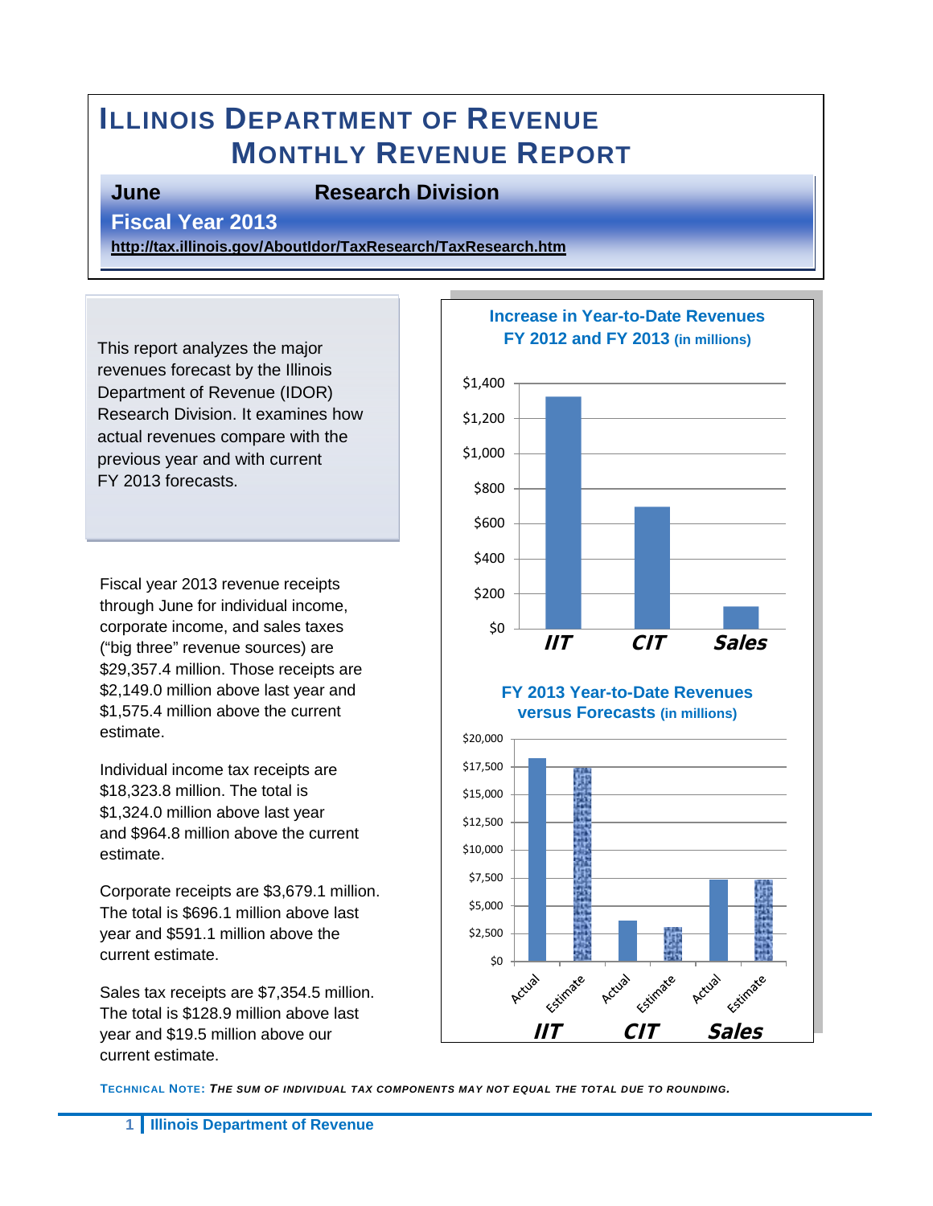# ILLINOIS DEPARTMENT OF REVENUE
# MONTHLY REVENUE REPORT

**June** **Research Division**

**Fiscal Year 2013**

**http://tax.illinois.gov/AboutIdor/TaxResearch/TaxResearch.htm**

This report analyzes the major revenues forecast by the Illinois Department of Revenue (IDOR) Research Division. It examines how actual revenues compare with the previous year and with current FY 2013 forecasts.

Fiscal year 2013 revenue receipts through June for individual income, corporate income, and sales taxes ("big three" revenue sources) are $29,357.4 million. Those receipts are $2,149.0 million above last year and $1,575.4 million above the current estimate.

Individual income tax receipts are $18,323.8 million. The total is $1,324.0 million above last year and $964.8 million above the current estimate.

Corporate receipts are $3,679.1 million. The total is $696.1 million above last year and $591.1 million above the current estimate.

Sales tax receipts are $7,354.5 million. The total is $128.9 million above last year and $19.5 million above our current estimate.

**Increase in Year-to-Date Revenues FY 2012 and FY 2013 (in millions)**

$1,400
$1,200
$1,000
$800
$600
$400
$200
$0

IIT CIT Sales

**FY 2013 Year-to-Date Revenues versus Forecasts (in millions)**

$20,000
$17,500
$15,000
$12,500
$10,000
$7,500
$5,000
$2,500
$0

Actual Estimate Actual Estimate Actual Estimate

IIT CIT Sales

**TECHNICAL NOTE:** *THE SUM OF INDIVIDUAL TAX COMPONENTS MAY NOT EQUAL THE TOTAL DUE TO ROUNDING.*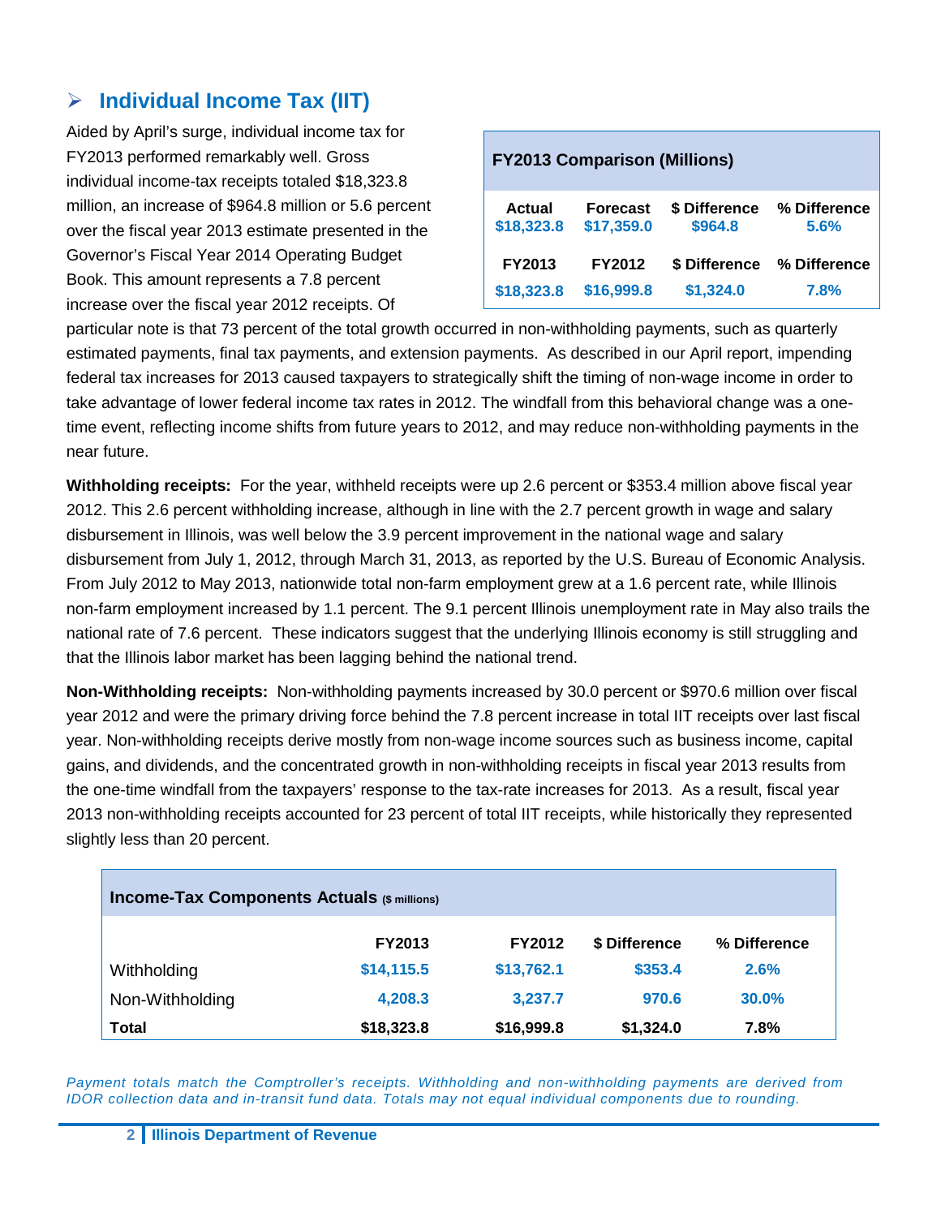## ➢ Individual Income Tax (IIT)

Aided by April's surge, individual income tax for FY2013 performed remarkably well. Gross individual income-tax receipts totaled $18,323.8 million, an increase of $964.8 million or 5.6 percent over the fiscal year 2013 estimate presented in the Governor's Fiscal Year 2014 Operating Budget Book. This amount represents a 7.8 percent increase over the fiscal year 2012 receipts. Of particular note is that 73 percent of the total growth occurred in non-withholding payments, such as quarterly estimated payments, final tax payments, and extension payments. As described in our April report, impending federal tax increases for 2013 caused taxpayers to strategically shift the timing of non-wage income in order to take advantage of lower federal income tax rates in 2012. The windfall from this behavioral change was a one-time event, reflecting income shifts from future years to 2012, and may reduce non-withholding payments in the near future.

| FY2013 Comparison (Millions) | | | |
|---|---|---|---|
| **Actual** | **Forecast** | **$ Difference** | **% Difference** |
| $18,323.8 | $17,359.0 | $964.8 | 5.6% |
| **FY2013** | **FY2012** | **$ Difference** | **% Difference** |
| $18,323.8 | $16,999.8 | $1,324.0 | 7.8% |

**Withholding receipts:** For the year, withheld receipts were up 2.6 percent or $353.4 million above fiscal year 2012. This 2.6 percent withholding increase, although in line with the 2.7 percent growth in wage and salary disbursement in Illinois, was well below the 3.9 percent improvement in the national wage and salary disbursement from July 1, 2012, through March 31, 2013, as reported by the U.S. Bureau of Economic Analysis. From July 2012 to May 2013, nationwide total non-farm employment grew at a 1.6 percent rate, while Illinois non-farm employment increased by 1.1 percent. The 9.1 percent Illinois unemployment rate in May also trails the national rate of 7.6 percent. These indicators suggest that the underlying Illinois economy is still struggling and that the Illinois labor market has been lagging behind the national trend.

**Non-Withholding receipts:** Non-withholding payments increased by 30.0 percent or $970.6 million over fiscal year 2012 and were the primary driving force behind the 7.8 percent increase in total IIT receipts over last fiscal year. Non-withholding receipts derive mostly from non-wage income sources such as business income, capital gains, and dividends, and the concentrated growth in non-withholding receipts in fiscal year 2013 results from the one-time windfall from the taxpayers' response to the tax-rate increases for 2013. As a result, fiscal year 2013 non-withholding receipts accounted for 23 percent of total IIT receipts, while historically they represented slightly less than 20 percent.

**Income-Tax Components Actuals** ($ millions)

| | FY2013 | FY2012 | $ Difference | % Difference |
|---|---|---|---|---|
| Withholding | $14,115.5 | $13,762.1 | $353.4 | 2.6% |
| Non-Withholding | 4,208.3 | 3,237.7 | 970.6 | 30.0% |
| **Total** | **$18,323.8** | **$16,999.8** | **$1,324.0** | **7.8%** |

*Payment totals match the Comptroller's receipts. Withholding and non-withholding payments are derived from IDOR collection data and in-transit fund data. Totals may not equal individual components due to rounding.*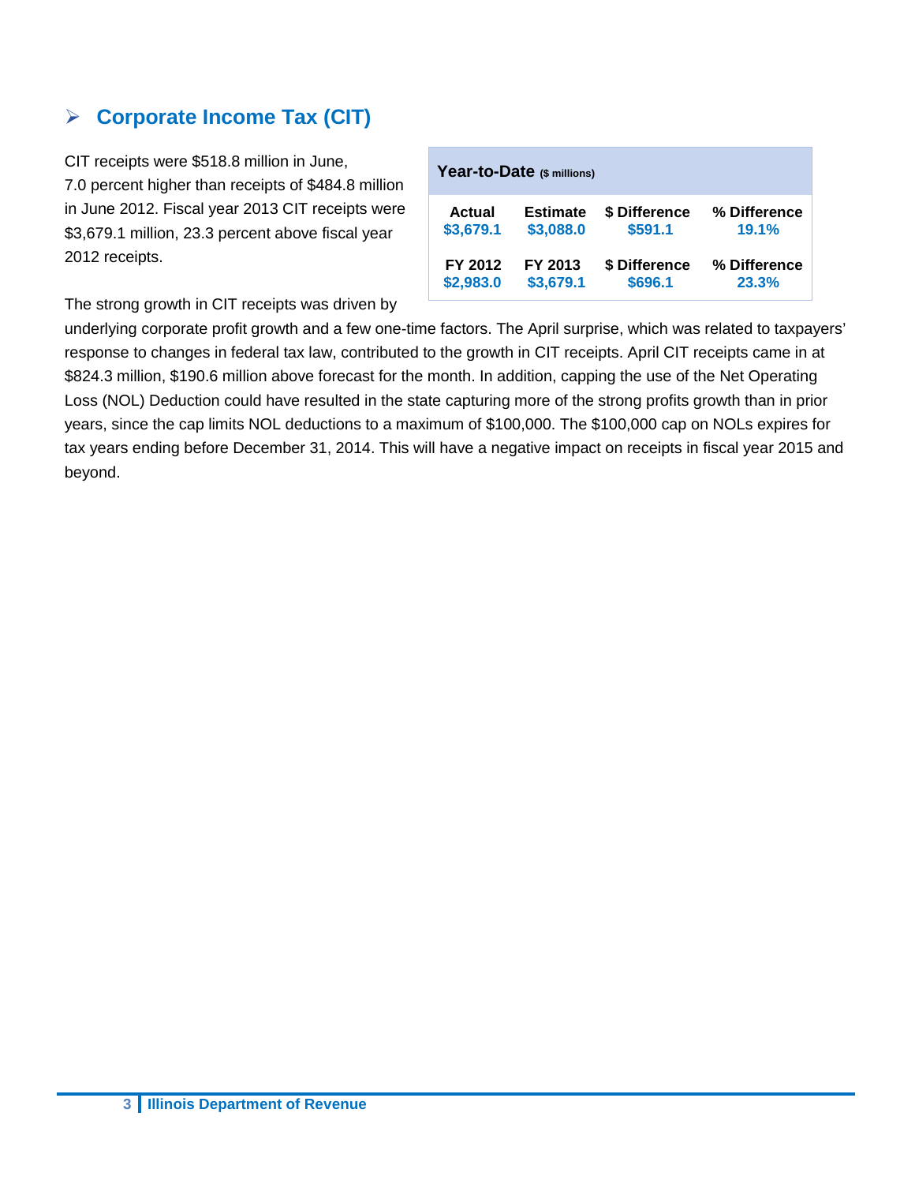## ➢ Corporate Income Tax (CIT)

CIT receipts were $518.8 million in June, 7.0 percent higher than receipts of $484.8 million in June 2012. Fiscal year 2013 CIT receipts were $3,679.1 million, 23.3 percent above fiscal year 2012 receipts.

**Year-to-Date** ($ millions)

| Actual | Estimate | $ Difference | % Difference |
|---|---|---|---|
| $3,679.1 | $3,088.0 | $591.1 | 19.1% |
| **FY 2012** | **FY 2013** | **$ Difference** | **% Difference** |
| $2,983.0 | $3,679.1 | $696.1 | 23.3% |

The strong growth in CIT receipts was driven by underlying corporate profit growth and a few one-time factors. The April surprise, which was related to taxpayers' response to changes in federal tax law, contributed to the growth in CIT receipts. April CIT receipts came in at $824.3 million, $190.6 million above forecast for the month. In addition, capping the use of the Net Operating Loss (NOL) Deduction could have resulted in the state capturing more of the strong profits growth than in prior years, since the cap limits NOL deductions to a maximum of $100,000. The $100,000 cap on NOLs expires for tax years ending before December 31, 2014. This will have a negative impact on receipts in fiscal year 2015 and beyond.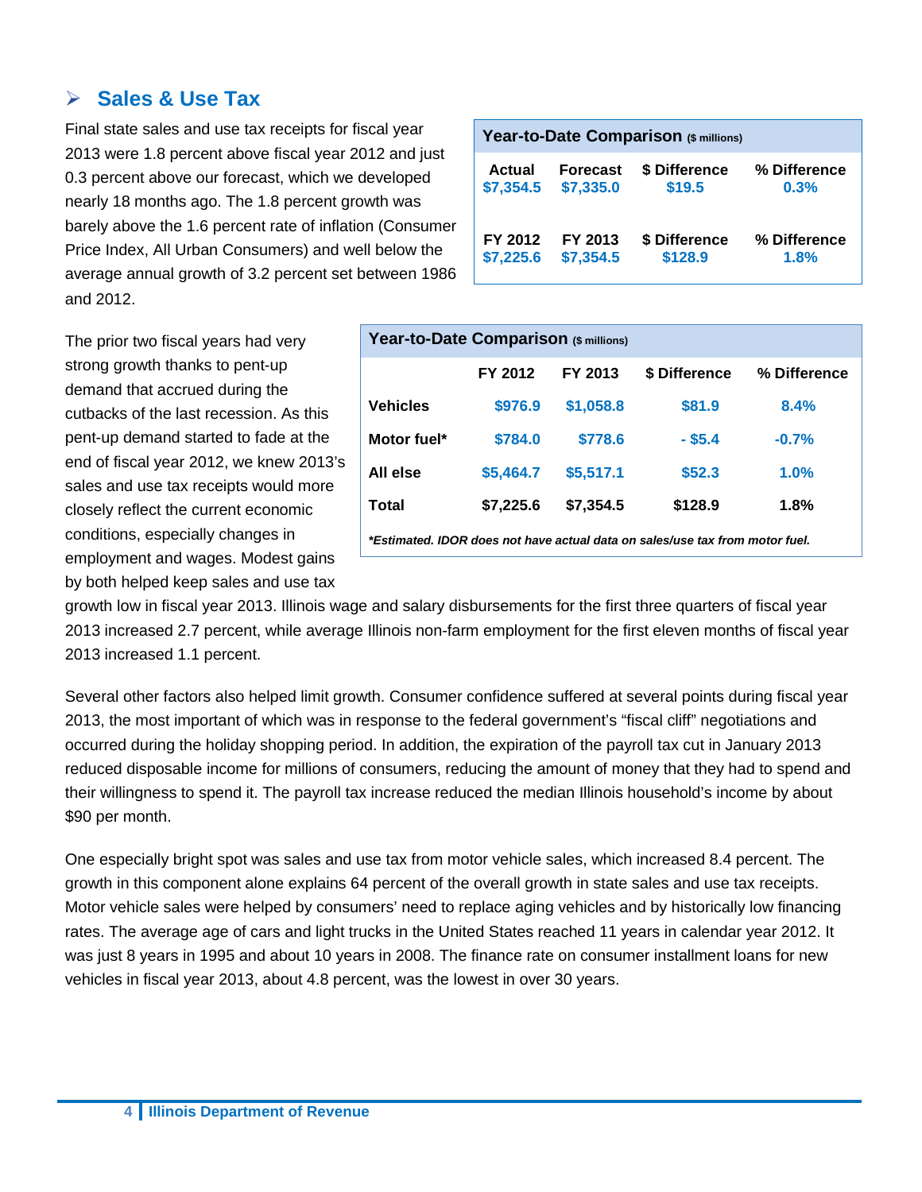## Sales & Use Tax

Final state sales and use tax receipts for fiscal year 2013 were 1.8 percent above fiscal year 2012 and just 0.3 percent above our forecast, which we developed nearly 18 months ago. The 1.8 percent growth was barely above the 1.6 percent rate of inflation (Consumer Price Index, All Urban Consumers) and well below the average annual growth of 3.2 percent set between 1986 and 2012.

**Year-to-Date Comparison** ($ millions)

| Actual | Forecast | $ Difference | % Difference |
|---|---|---|---|
| $7,354.5 | $7,335.0 | $19.5 | 0.3% |
| **FY 2012** | **FY 2013** | **$ Difference** | **% Difference** |
| $7,225.6 | $7,354.5 | $128.9 | 1.8% |

The prior two fiscal years had very strong growth thanks to pent-up demand that accrued during the cutbacks of the last recession. As this pent-up demand started to fade at the end of fiscal year 2012, we knew 2013's sales and use tax receipts would more closely reflect the current economic conditions, especially changes in employment and wages. Modest gains by both helped keep sales and use tax growth low in fiscal year 2013. Illinois wage and salary disbursements for the first three quarters of fiscal year 2013 increased 2.7 percent, while average Illinois non-farm employment for the first eleven months of fiscal year 2013 increased 1.1 percent.

**Year-to-Date Comparison** ($ millions)

| | FY 2012 | FY 2013 | $ Difference | % Difference |
|---|---|---|---|---|
| **Vehicles** | $976.9 | $1,058.8 | $81.9 | 8.4% |
| **Motor fuel*** | $784.0 | $778.6 | - $5.4 | -0.7% |
| **All else** | $5,464.7 | $5,517.1 | $52.3 | 1.0% |
| **Total** | **$7,225.6** | **$7,354.5** | **$128.9** | **1.8%** |

****Estimated. IDOR does not have actual data on sales/use tax from motor fuel.***

Several other factors also helped limit growth. Consumer confidence suffered at several points during fiscal year 2013, the most important of which was in response to the federal government's "fiscal cliff" negotiations and occurred during the holiday shopping period. In addition, the expiration of the payroll tax cut in January 2013 reduced disposable income for millions of consumers, reducing the amount of money that they had to spend and their willingness to spend it. The payroll tax increase reduced the median Illinois household's income by about $90 per month.

One especially bright spot was sales and use tax from motor vehicle sales, which increased 8.4 percent. The growth in this component alone explains 64 percent of the overall growth in state sales and use tax receipts. Motor vehicle sales were helped by consumers' need to replace aging vehicles and by historically low financing rates. The average age of cars and light trucks in the United States reached 11 years in calendar year 2012. It was just 8 years in 1995 and about 10 years in 2008. The finance rate on consumer installment loans for new vehicles in fiscal year 2013, about 4.8 percent, was the lowest in over 30 years.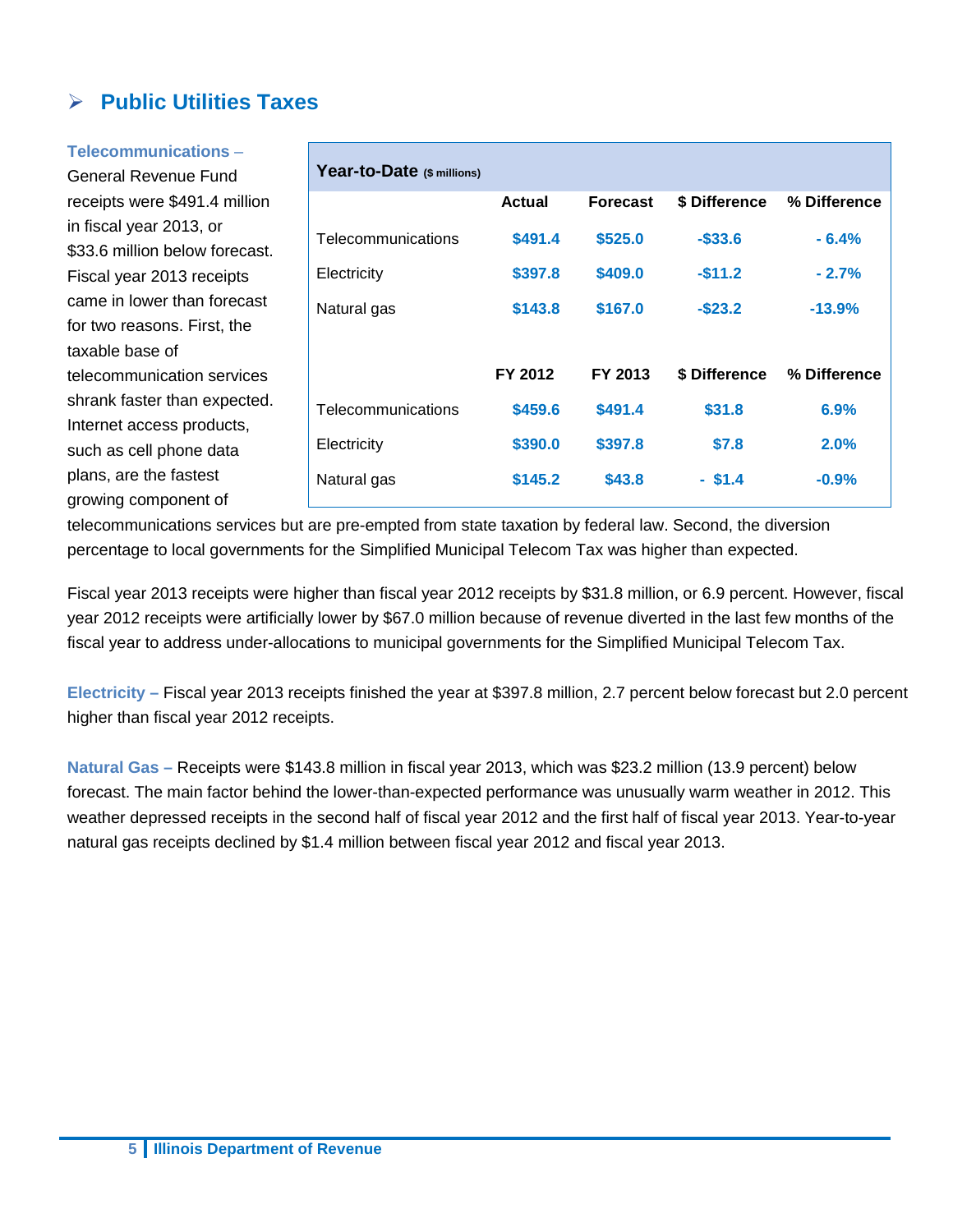## Public Utilities Taxes

**Telecommunications –** General Revenue Fund receipts were $491.4 million in fiscal year 2013, or $33.6 million below forecast. Fiscal year 2013 receipts came in lower than forecast for two reasons. First, the taxable base of telecommunication services shrank faster than expected. Internet access products, such as cell phone data plans, are the fastest growing component of telecommunications services but are pre-empted from state taxation by federal law. Second, the diversion percentage to local governments for the Simplified Municipal Telecom Tax was higher than expected.

| Year-to-Date ($ millions) | | | | |
|---|---|---|---|---|
| | **Actual** | **Forecast** | **$ Difference** | **% Difference** |
| Telecommunications | **$491.4** | **$525.0** | **-$33.6** | **- 6.4%** |
| Electricity | **$397.8** | **$409.0** | **-$11.2** | **- 2.7%** |
| Natural gas | **$143.8** | **$167.0** | **-$23.2** | **-13.9%** |
| | **FY 2012** | **FY 2013** | **$ Difference** | **% Difference** |
| Telecommunications | **$459.6** | **$491.4** | **$31.8** | **6.9%** |
| Electricity | **$390.0** | **$397.8** | **$7.8** | **2.0%** |
| Natural gas | **$145.2** | **$43.8** | **- $1.4** | **-0.9%** |

Fiscal year 2013 receipts were higher than fiscal year 2012 receipts by $31.8 million, or 6.9 percent. However, fiscal year 2012 receipts were artificially lower by $67.0 million because of revenue diverted in the last few months of the fiscal year to address under-allocations to municipal governments for the Simplified Municipal Telecom Tax.

**Electricity –** Fiscal year 2013 receipts finished the year at $397.8 million, 2.7 percent below forecast but 2.0 percent higher than fiscal year 2012 receipts.

**Natural Gas –** Receipts were $143.8 million in fiscal year 2013, which was $23.2 million (13.9 percent) below forecast. The main factor behind the lower-than-expected performance was unusually warm weather in 2012. This weather depressed receipts in the second half of fiscal year 2012 and the first half of fiscal year 2013. Year-to-year natural gas receipts declined by $1.4 million between fiscal year 2012 and fiscal year 2013.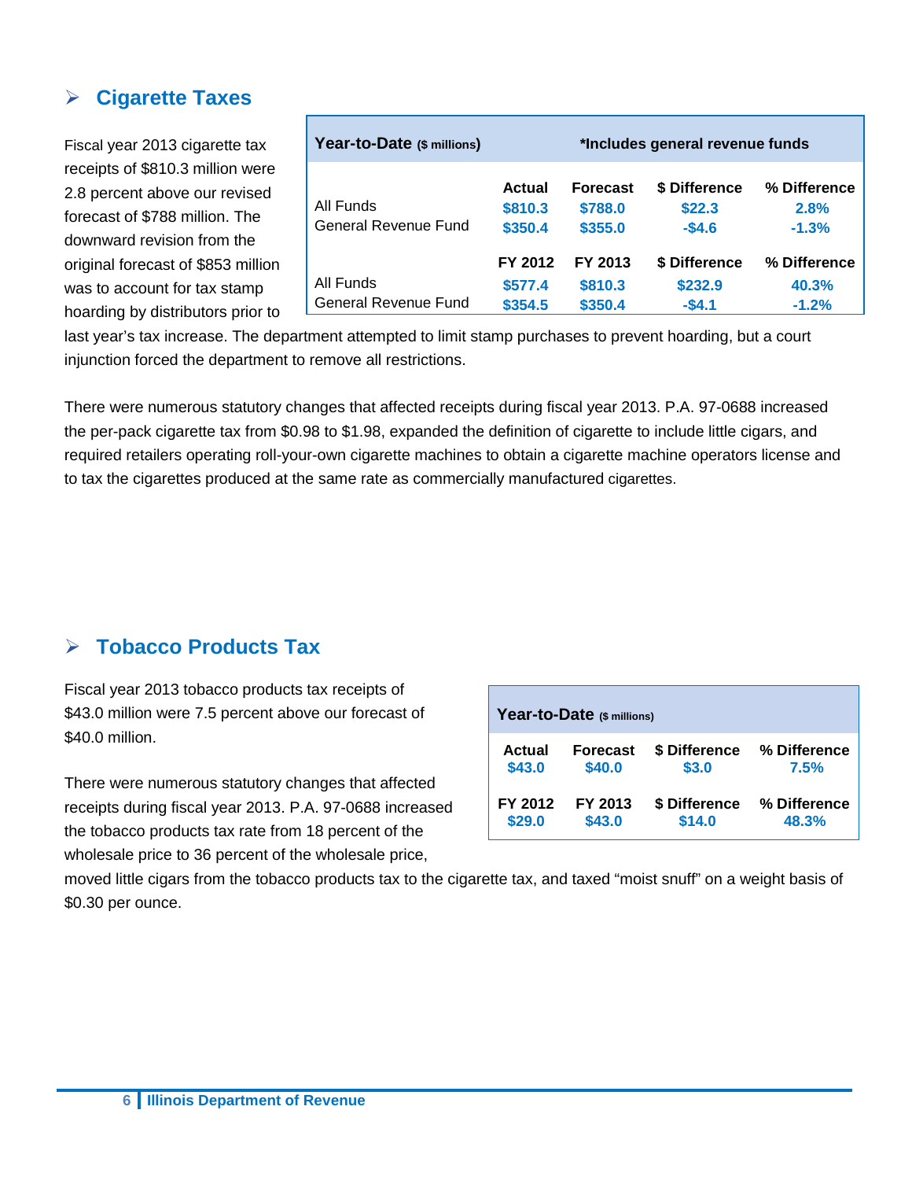## Cigarette Taxes

Fiscal year 2013 cigarette tax receipts of $810.3 million were 2.8 percent above our revised forecast of $788 million. The downward revision from the original forecast of $853 million was to account for tax stamp hoarding by distributors prior to last year's tax increase. The department attempted to limit stamp purchases to prevent hoarding, but a court injunction forced the department to remove all restrictions.

| Year-to-Date ($ millions) | *Includes general revenue funds | | | |
|---|---|---|---|---|
| | Actual | Forecast | $ Difference | % Difference |
| All Funds | $810.3 | $788.0 | $22.3 | 2.8% |
| General Revenue Fund | $350.4 | $355.0 | -$4.6 | -1.3% |
| | FY 2012 | FY 2013 | $ Difference | % Difference |
| All Funds | $577.4 | $810.3 | $232.9 | 40.3% |
| General Revenue Fund | $354.5 | $350.4 | -$4.1 | -1.2% |

There were numerous statutory changes that affected receipts during fiscal year 2013. P.A. 97-0688 increased the per-pack cigarette tax from $0.98 to $1.98, expanded the definition of cigarette to include little cigars, and required retailers operating roll-your-own cigarette machines to obtain a cigarette machine operators license and to tax the cigarettes produced at the same rate as commercially manufactured cigarettes.

## Tobacco Products Tax

Fiscal year 2013 tobacco products tax receipts of $43.0 million were 7.5 percent above our forecast of $40.0 million.

| Year-to-Date ($ millions) | | | |
|---|---|---|---|
| Actual | Forecast | $ Difference | % Difference |
| $43.0 | $40.0 | $3.0 | 7.5% |
| FY 2012 | FY 2013 | $ Difference | % Difference |
| $29.0 | $43.0 | $14.0 | 48.3% |

There were numerous statutory changes that affected receipts during fiscal year 2013. P.A. 97-0688 increased the tobacco products tax rate from 18 percent of the wholesale price to 36 percent of the wholesale price, moved little cigars from the tobacco products tax to the cigarette tax, and taxed "moist snuff" on a weight basis of $0.30 per ounce.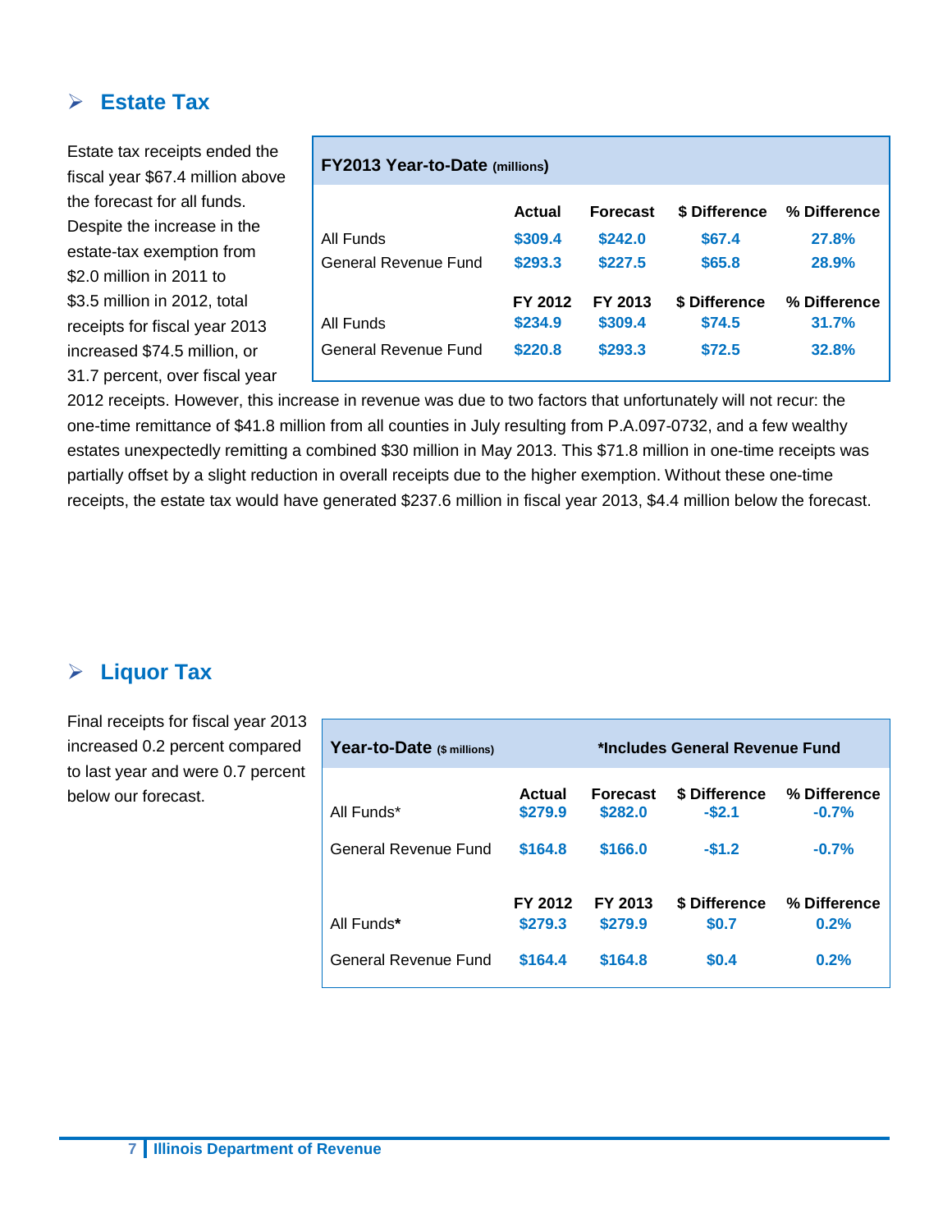## Estate Tax

| FY2013 Year-to-Date (millions) | | | | |
|---|---|---|---|---|
| | Actual | Forecast | $ Difference | % Difference |
| All Funds | $309.4 | $242.0 | $67.4 | 27.8% |
| General Revenue Fund | $293.3 | $227.5 | $65.8 | 28.9% |
| | FY 2012 | FY 2013 | $ Difference | % Difference |
| All Funds | $234.9 | $309.4 | $74.5 | 31.7% |
| General Revenue Fund | $220.8 | $293.3 | $72.5 | 32.8% |

Estate tax receipts ended the fiscal year $67.4 million above the forecast for all funds. Despite the increase in the estate-tax exemption from $2.0 million in 2011 to $3.5 million in 2012, total receipts for fiscal year 2013 increased $74.5 million, or 31.7 percent, over fiscal year 2012 receipts. However, this increase in revenue was due to two factors that unfortunately will not recur: the one-time remittance of $41.8 million from all counties in July resulting from P.A.097-0732, and a few wealthy estates unexpectedly remitting a combined $30 million in May 2013. This $71.8 million in one-time receipts was partially offset by a slight reduction in overall receipts due to the higher exemption. Without these one-time receipts, the estate tax would have generated $237.6 million in fiscal year 2013, $4.4 million below the forecast.

## Liquor Tax

Final receipts for fiscal year 2013 increased 0.2 percent compared to last year and were 0.7 percent below our forecast.

| Year-to-Date ($ millions) | *Includes General Revenue Fund | | | |
|---|---|---|---|---|
| | Actual | Forecast | $ Difference | % Difference |
| All Funds* | $279.9 | $282.0 | -$2.1 | -0.7% |
| General Revenue Fund | $164.8 | $166.0 | -$1.2 | -0.7% |
| | FY 2012 | FY 2013 | $ Difference | % Difference |
| All Funds* | $279.3 | $279.9 | $0.7 | 0.2% |
| General Revenue Fund | $164.4 | $164.8 | $0.4 | 0.2% |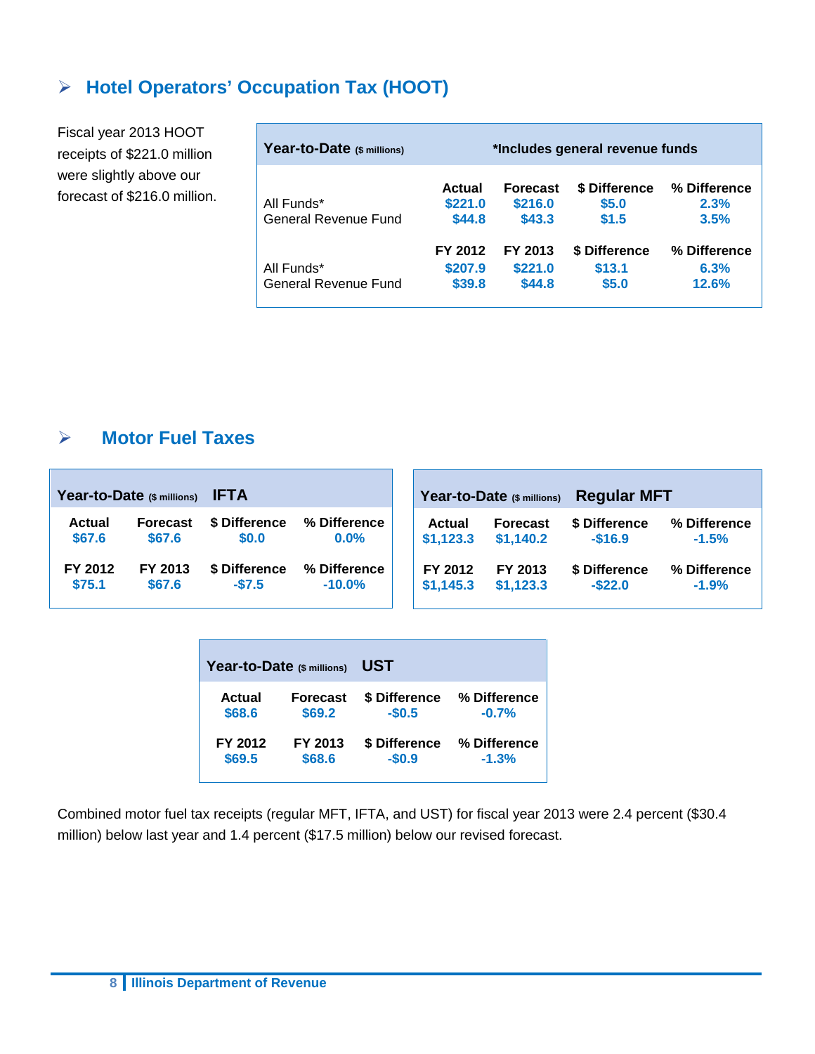## Hotel Operators' Occupation Tax (HOOT)

Fiscal year 2013 HOOT receipts of $221.0 million were slightly above our forecast of $216.0 million.

| Year-to-Date ($ millions) | *Includes general revenue funds | | | |
|---|---|---|---|---|
| | Actual | Forecast | $ Difference | % Difference |
| All Funds* | $221.0 | $216.0 | $5.0 | 2.3% |
| General Revenue Fund | $44.8 | $43.3 | $1.5 | 3.5% |
| | FY 2012 | FY 2013 | $ Difference | % Difference |
| All Funds* | $207.9 | $221.0 | $13.1 | 6.3% |
| General Revenue Fund | $39.8 | $44.8 | $5.0 | 12.6% |

## Motor Fuel Taxes

| Year-to-Date ($ millions) IFTA | | | |
|---|---|---|---|
| Actual | Forecast | $ Difference | % Difference |
| $67.6 | $67.6 | $0.0 | 0.0% |
| FY 2012 | FY 2013 | $ Difference | % Difference |
| $75.1 | $67.6 | -$7.5 | -10.0% |

| Year-to-Date ($ millions) Regular MFT | | | |
|---|---|---|---|
| Actual | Forecast | $ Difference | % Difference |
| $1,123.3 | $1,140.2 | -$16.9 | -1.5% |
| FY 2012 | FY 2013 | $ Difference | % Difference |
| $1,145.3 | $1,123.3 | -$22.0 | -1.9% |

| Year-to-Date ($ millions) UST | | | |
|---|---|---|---|
| Actual | Forecast | $ Difference | % Difference |
| $68.6 | $69.2 | -$0.5 | -0.7% |
| FY 2012 | FY 2013 | $ Difference | % Difference |
| $69.5 | $68.6 | -$0.9 | -1.3% |

Combined motor fuel tax receipts (regular MFT, IFTA, and UST) for fiscal year 2013 were 2.4 percent ($30.4 million) below last year and 1.4 percent ($17.5 million) below our revised forecast.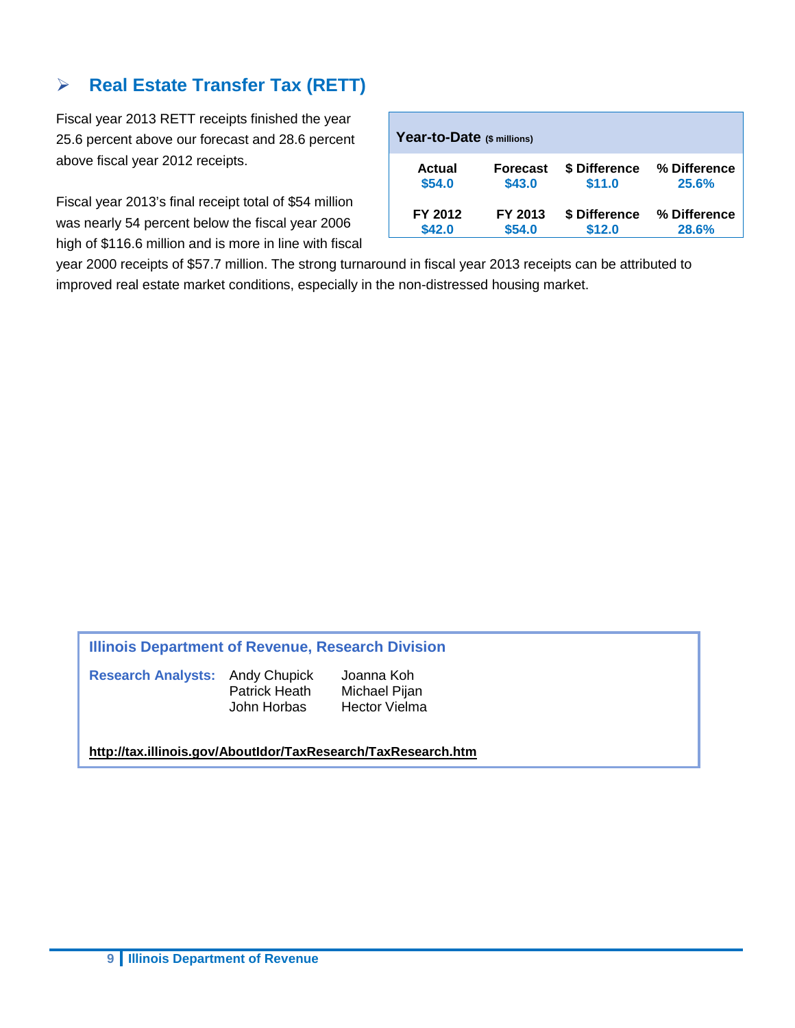## ➢ Real Estate Transfer Tax (RETT)

| Year-to-Date ($ millions) | | | |
|---|---|---|---|
| **Actual** | **Forecast** | **$ Difference** | **% Difference** |
| $54.0 | $43.0 | $11.0 | 25.6% |
| **FY 2012** | **FY 2013** | **$ Difference** | **% Difference** |
| $42.0 | $54.0 | $12.0 | 28.6% |

Fiscal year 2013 RETT receipts finished the year 25.6 percent above our forecast and 28.6 percent above fiscal year 2012 receipts.

Fiscal year 2013's final receipt total of $54 million was nearly 54 percent below the fiscal year 2006 high of $116.6 million and is more in line with fiscal year 2000 receipts of $57.7 million. The strong turnaround in fiscal year 2013 receipts can be attributed to improved real estate market conditions, especially in the non-distressed housing market.

**Illinois Department of Revenue, Research Division**

**Research Analysts:**
Andy Chupick
Patrick Heath
John Horbas
Joanna Koh
Michael Pijan
Hector Vielma

**http://tax.illinois.gov/AboutIdor/TaxResearch/TaxResearch.htm**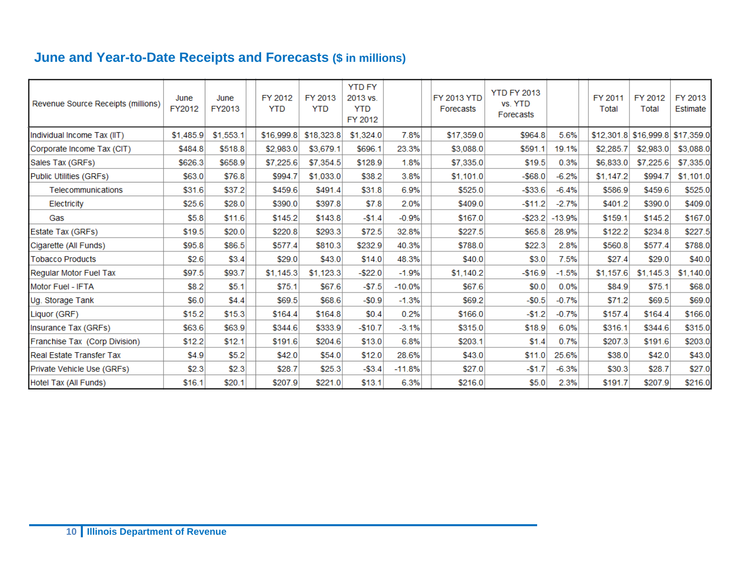## June and Year-to-Date Receipts and Forecasts ($ in millions)

| Revenue Source Receipts (millions) | June FY2012 | June FY2013 | FY 2012 YTD | FY 2013 YTD | YTD FY 2013 vs. YTD FY 2012 | | FY 2013 YTD Forecasts | YTD FY 2013 vs. YTD Forecasts | | FY 2011 Total | FY 2012 Total | FY 2013 Estimate |
|---|---|---|---|---|---|---|---|---|---|---|---|---|
| Individual Income Tax (IIT) | $1,485.9 | $1,553.1 | $16,999.8 | $18,323.8 | $1,324.0 | 7.8% | $17,359.0 | $964.8 | 5.6% | $12,301.8 | $16,999.8 | $17,359.0 |
| Corporate Income Tax (CIT) | $484.8 | $518.8 | $2,983.0 | $3,679.1 | $696.1 | 23.3% | $3,088.0 | $591.1 | 19.1% | $2,285.7 | $2,983.0 | $3,088.0 |
| Sales Tax (GRFs) | $626.3 | $658.9 | $7,225.6 | $7,354.5 | $128.9 | 1.8% | $7,335.0 | $19.5 | 0.3% | $6,833.0 | $7,225.6 | $7,335.0 |
| Public Utilities (GRFs) | $63.0 | $76.8 | $994.7 | $1,033.0 | $38.2 | 3.8% | $1,101.0 | -$68.0 | -6.2% | $1,147.2 | $994.7 | $1,101.0 |
| Telecommunications | $31.6 | $37.2 | $459.6 | $491.4 | $31.8 | 6.9% | $525.0 | -$33.6 | -6.4% | $586.9 | $459.6 | $525.0 |
| Electricity | $25.6 | $28.0 | $390.0 | $397.8 | $7.8 | 2.0% | $409.0 | -$11.2 | -2.7% | $401.2 | $390.0 | $409.0 |
| Gas | $5.8 | $11.6 | $145.2 | $143.8 | -$1.4 | -0.9% | $167.0 | -$23.2 | -13.9% | $159.1 | $145.2 | $167.0 |
| Estate Tax (GRFs) | $19.5 | $20.0 | $220.8 | $293.3 | $72.5 | 32.8% | $227.5 | $65.8 | 28.9% | $122.2 | $234.8 | $227.5 |
| Cigarette (All Funds) | $95.8 | $86.5 | $577.4 | $810.3 | $232.9 | 40.3% | $788.0 | $22.3 | 2.8% | $560.8 | $577.4 | $788.0 |
| Tobacco Products | $2.6 | $3.4 | $29.0 | $43.0 | $14.0 | 48.3% | $40.0 | $3.0 | 7.5% | $27.4 | $29.0 | $40.0 |
| Regular Motor Fuel Tax | $97.5 | $93.7 | $1,145.3 | $1,123.3 | -$22.0 | -1.9% | $1,140.2 | -$16.9 | -1.5% | $1,157.6 | $1,145.3 | $1,140.0 |
| Motor Fuel - IFTA | $8.2 | $5.1 | $75.1 | $67.6 | -$7.5 | -10.0% | $67.6 | $0.0 | 0.0% | $84.9 | $75.1 | $68.0 |
| Ug. Storage Tank | $6.0 | $4.4 | $69.5 | $68.6 | -$0.9 | -1.3% | $69.2 | -$0.5 | -0.7% | $71.2 | $69.5 | $69.0 |
| Liquor (GRF) | $15.2 | $15.3 | $164.4 | $164.8 | $0.4 | 0.2% | $166.0 | -$1.2 | -0.7% | $157.4 | $164.4 | $166.0 |
| Insurance Tax (GRFs) | $63.6 | $63.9 | $344.6 | $333.9 | -$10.7 | -3.1% | $315.0 | $18.9 | 6.0% | $316.1 | $344.6 | $315.0 |
| Franchise Tax (Corp Division) | $12.2 | $12.1 | $191.6 | $204.6 | $13.0 | 6.8% | $203.1 | $1.4 | 0.7% | $207.3 | $191.6 | $203.0 |
| Real Estate Transfer Tax | $4.9 | $5.2 | $42.0 | $54.0 | $12.0 | 28.6% | $43.0 | $11.0 | 25.6% | $38.0 | $42.0 | $43.0 |
| Private Vehicle Use (GRFs) | $2.3 | $2.3 | $28.7 | $25.3 | -$3.4 | -11.8% | $27.0 | -$1.7 | -6.3% | $30.3 | $28.7 | $27.0 |
| Hotel Tax (All Funds) | $16.1 | $20.1 | $207.9 | $221.0 | $13.1 | 6.3% | $216.0 | $5.0 | 2.3% | $191.7 | $207.9 | $216.0 |